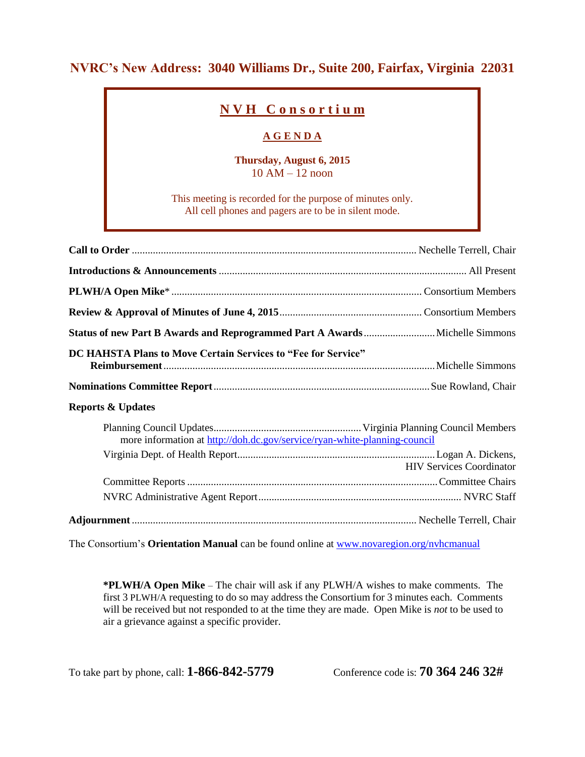**NVRC's New Address: 3040 Williams Dr., Suite 200, Fairfax, Virginia 22031**

# N V H Consortium

## A G E N D A

**Thursday, August 6, 2015**
10 AM – 12 noon

This meeting is recorded for the purpose of minutes only.
All cell phones and pagers are to be in silent mode.

**Call to Order** ........................................ Nechelle Terrell, Chair

**Introductions & Announcements** ........................................ All Present

**PLWH/A Open Mike*** ........................................ Consortium Members

**Review & Approval of Minutes of June 4, 2015** ........................................ Consortium Members

**Status of new Part B Awards and Reprogrammed Part A Awards** ........................................ Michelle Simmons

**DC HAHSTA Plans to Move Certain Services to "Fee for Service" Reimbursement** ........................................ Michelle Simmons

**Nominations Committee Report** ........................................ Sue Rowland, Chair

**Reports & Updates**

- Planning Council Updates ........................................ Virginia Planning Council Members
  more information at [http://doh.dc.gov/service/ryan-white-planning-council](http://doh.dc.gov/service/ryan-white-planning-council)
- Virginia Dept. of Health Report ........................................ Logan A. Dickens, HIV Services Coordinator
- Committee Reports ........................................ Committee Chairs
- NVRC Administrative Agent Report ........................................ NVRC Staff

**Adjournment** ........................................ Nechelle Terrell, Chair

The Consortium's **Orientation Manual** can be found online at [www.novaregion.org/nvhcmanual](www.novaregion.org/nvhcmanual)

***PLWH/A Open Mike** – The chair will ask if any PLWH/A wishes to make comments. The first 3 PLWH/A requesting to do so may address the Consortium for 3 minutes each. Comments will be received but not responded to at the time they are made. Open Mike is *not* to be used to air a grievance against a specific provider.

To take part by phone, call: **1-866-842-5779** Conference code is: **70 364 246 32#**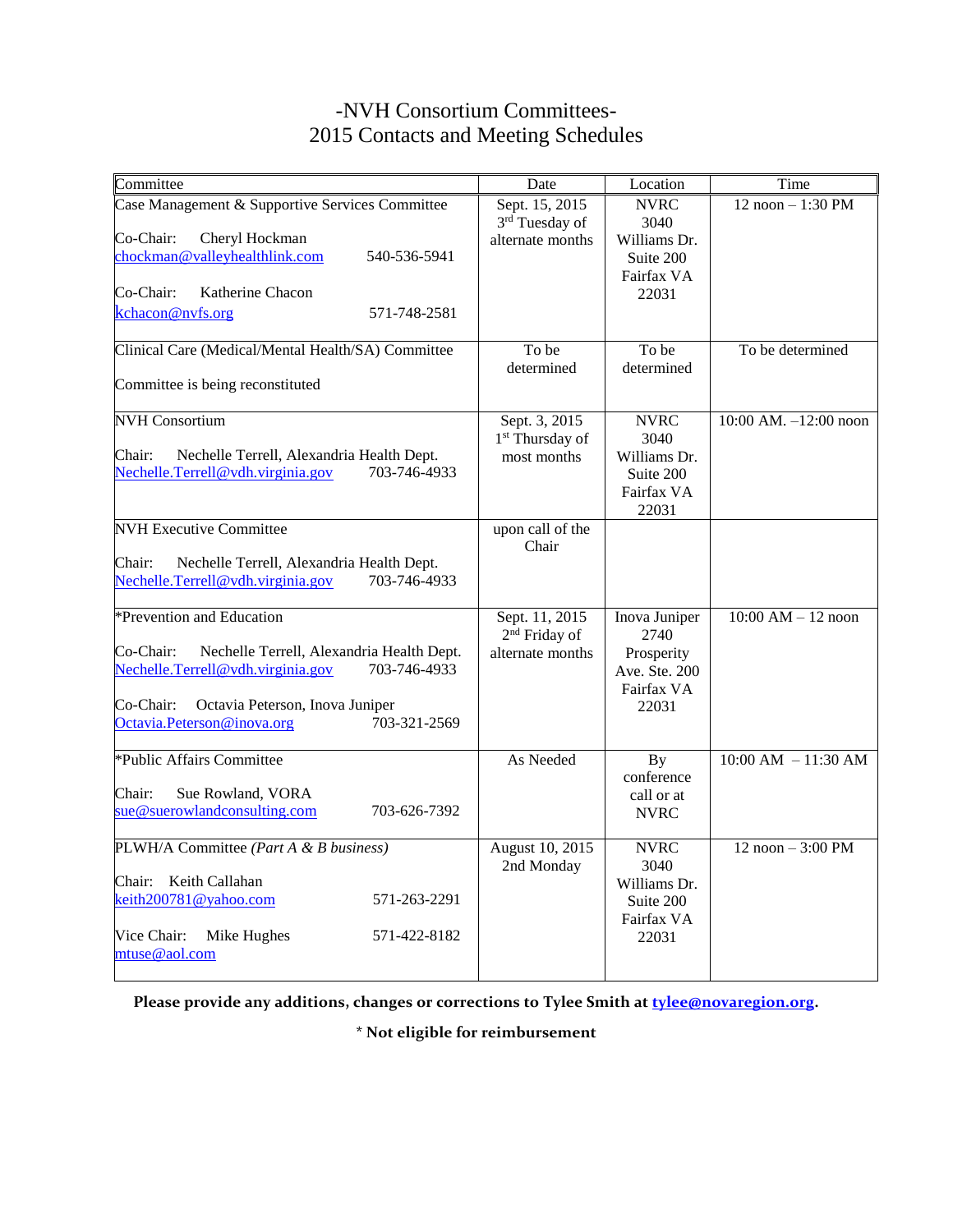# -NVH Consortium Committees-
# 2015 Contacts and Meeting Schedules

| Committee | Date | Location | Time |
|---|---|---|---|
| Case Management & Supportive Services Committee<br><br>Co-Chair: Cheryl Hockman<br>chockman@valleyhealthlink.com 540-536-5941<br><br>Co-Chair: Katherine Chacon<br>kchacon@nvfs.org 571-748-2581 | Sept. 15, 2015<br>3rd Tuesday of alternate months | NVRC<br>3040 Williams Dr.<br>Suite 200<br>Fairfax VA 22031 | 12 noon – 1:30 PM |
| Clinical Care (Medical/Mental Health/SA) Committee<br><br>Committee is being reconstituted | To be determined | To be determined | To be determined |
| NVH Consortium<br><br>Chair: Nechelle Terrell, Alexandria Health Dept.<br>Nechelle.Terrell@vdh.virginia.gov 703-746-4933 | Sept. 3, 2015<br>1st Thursday of most months | NVRC<br>3040 Williams Dr.<br>Suite 200<br>Fairfax VA 22031 | 10:00 AM. –12:00 noon |
| NVH Executive Committee<br><br>Chair: Nechelle Terrell, Alexandria Health Dept.<br>Nechelle.Terrell@vdh.virginia.gov 703-746-4933 | upon call of the Chair | | |
| *Prevention and Education<br><br>Co-Chair: Nechelle Terrell, Alexandria Health Dept.<br>Nechelle.Terrell@vdh.virginia.gov 703-746-4933<br><br>Co-Chair: Octavia Peterson, Inova Juniper<br>Octavia.Peterson@inova.org 703-321-2569 | Sept. 11, 2015<br>2nd Friday of alternate months | Inova Juniper<br>2740 Prosperity Ave. Ste. 200<br>Fairfax VA 22031 | 10:00 AM – 12 noon |
| *Public Affairs Committee<br><br>Chair: Sue Rowland, VORA<br>sue@suerowlandconsulting.com 703-626-7392 | As Needed | By conference call or at NVRC | 10:00 AM – 11:30 AM |
| PLWH/A Committee *(Part A & B business)*<br><br>Chair: Keith Callahan<br>keith200781@yahoo.com 571-263-2291<br><br>Vice Chair: Mike Hughes 571-422-8182<br>mtuse@aol.com | August 10, 2015<br>2nd Monday | NVRC<br>3040 Williams Dr.<br>Suite 200<br>Fairfax VA 22031 | 12 noon – 3:00 PM |

**Please provide any additions, changes or corrections to Tylee Smith at tylee@novaregion.org.**

**\* Not eligible for reimbursement**